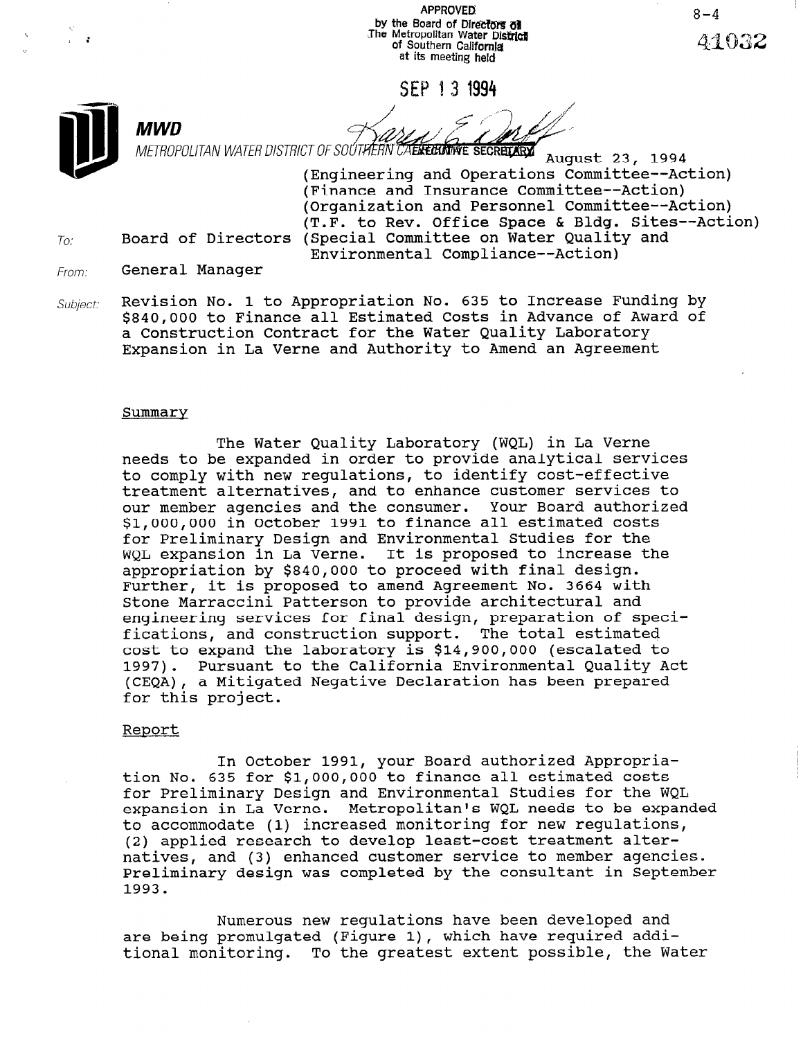APPROVED
by the Board of Directors of
The Metropolitan Water District
of Southern California
at its meeting held

SEP 13 1994

EXECUTIVE SECRETARY

8-4

41032

**MWD**

METROPOLITAN WATER DISTRICT OF SOUTHERN CALIFORNIA

August 23, 1994

(Engineering and Operations Committee--Action)
(Finance and Insurance Committee--Action)
(Organization and Personnel Committee--Action)
(T.F. to Rev. Office Space & Bldg. Sites--Action)
(Special Committee on Water Quality and Environmental Compliance--Action)

To: Board of Directors

From: General Manager

Subject: Revision No. 1 to Appropriation No. 635 to Increase Funding by $840,000 to Finance all Estimated Costs in Advance of Award of a Construction Contract for the Water Quality Laboratory Expansion in La Verne and Authority to Amend an Agreement

## Summary

The Water Quality Laboratory (WQL) in La Verne needs to be expanded in order to provide analytical services to comply with new regulations, to identify cost-effective treatment alternatives, and to enhance customer services to our member agencies and the consumer. Your Board authorized $1,000,000 in October 1991 to finance all estimated costs for Preliminary Design and Environmental Studies for the WQL expansion in La Verne. It is proposed to increase the appropriation by $840,000 to proceed with final design. Further, it is proposed to amend Agreement No. 3664 with Stone Marraccini Patterson to provide architectural and engineering services for final design, preparation of specifications, and construction support. The total estimated cost to expand the laboratory is $14,900,000 (escalated to 1997). Pursuant to the California Environmental Quality Act (CEQA), a Mitigated Negative Declaration has been prepared for this project.

## Report

In October 1991, your Board authorized Appropriation No. 635 for $1,000,000 to finance all estimated costs for Preliminary Design and Environmental Studies for the WQL expansion in La Verne. Metropolitan's WQL needs to be expanded to accommodate (1) increased monitoring for new regulations, (2) applied research to develop least-cost treatment alternatives, and (3) enhanced customer service to member agencies. Preliminary design was completed by the consultant in September 1993.

Numerous new regulations have been developed and are being promulgated (Figure 1), which have required additional monitoring. To the greatest extent possible, the Water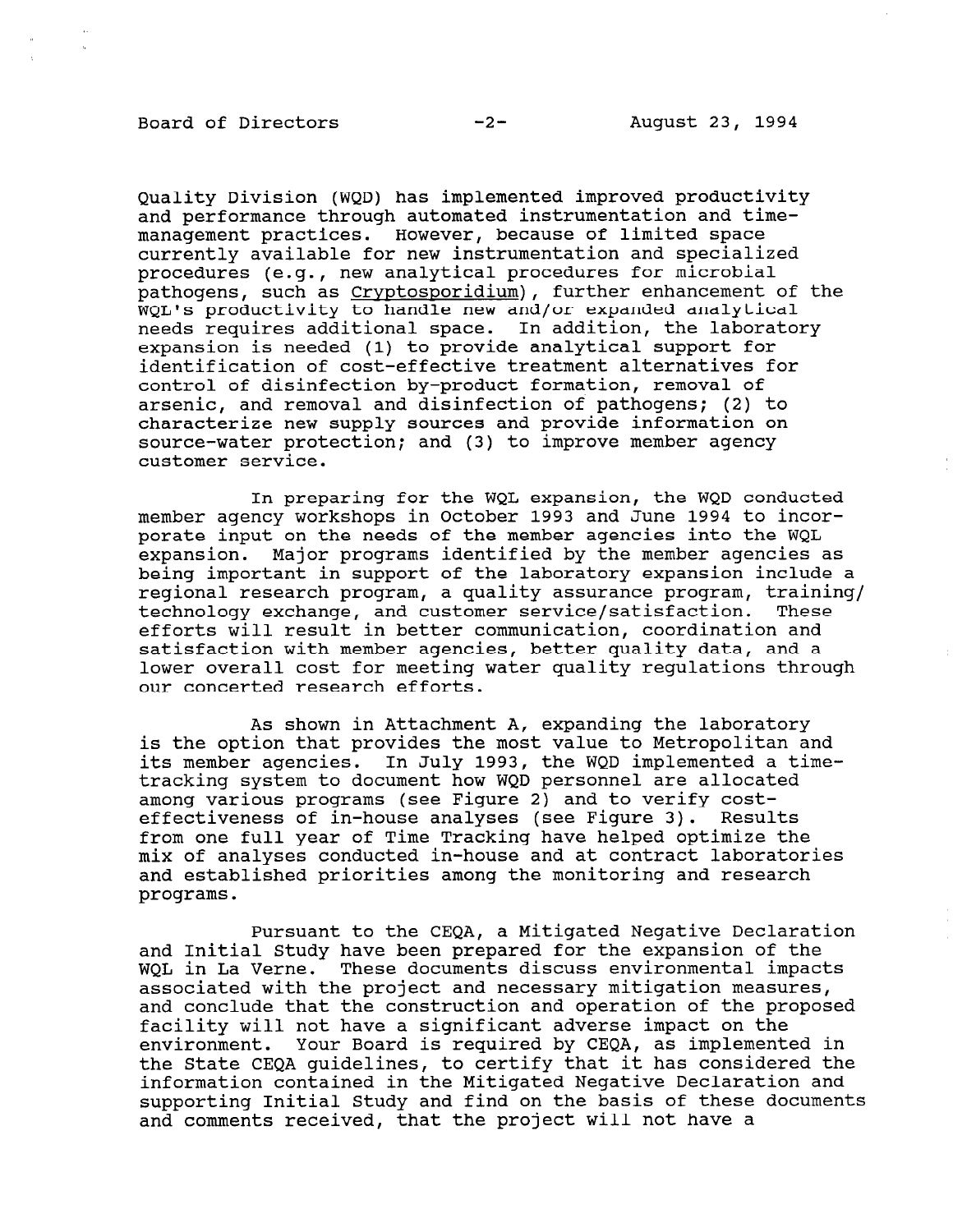Quality Division (WQD) has implemented improved productivity and performance through automated instrumentation and time-management practices. However, because of limited space currently available for new instrumentation and specialized procedures (e.g., new analytical procedures for microbial pathogens, such as *Cryptosporidium*), further enhancement of the WQL's productivity to handle new and/or expanded analytical needs requires additional space. In addition, the laboratory expansion is needed (1) to provide analytical support for identification of cost-effective treatment alternatives for control of disinfection by-product formation, removal of arsenic, and removal and disinfection of pathogens; (2) to characterize new supply sources and provide information on source-water protection; and (3) to improve member agency customer service.

In preparing for the WQL expansion, the WQD conducted member agency workshops in October 1993 and June 1994 to incorporate input on the needs of the member agencies into the WQL expansion. Major programs identified by the member agencies as being important in support of the laboratory expansion include a regional research program, a quality assurance program, training/technology exchange, and customer service/satisfaction. These efforts will result in better communication, coordination and satisfaction with member agencies, better quality data, and a lower overall cost for meeting water quality regulations through our concerted research efforts.

As shown in Attachment A, expanding the laboratory is the option that provides the most value to Metropolitan and its member agencies. In July 1993, the WQD implemented a time-tracking system to document how WQD personnel are allocated among various programs (see Figure 2) and to verify cost-effectiveness of in-house analyses (see Figure 3). Results from one full year of Time Tracking have helped optimize the mix of analyses conducted in-house and at contract laboratories and established priorities among the monitoring and research programs.

Pursuant to the CEQA, a Mitigated Negative Declaration and Initial Study have been prepared for the expansion of the WQL in La Verne. These documents discuss environmental impacts associated with the project and necessary mitigation measures, and conclude that the construction and operation of the proposed facility will not have a significant adverse impact on the environment. Your Board is required by CEQA, as implemented in the State CEQA guidelines, to certify that it has considered the information contained in the Mitigated Negative Declaration and supporting Initial Study and find on the basis of these documents and comments received, that the project will not have a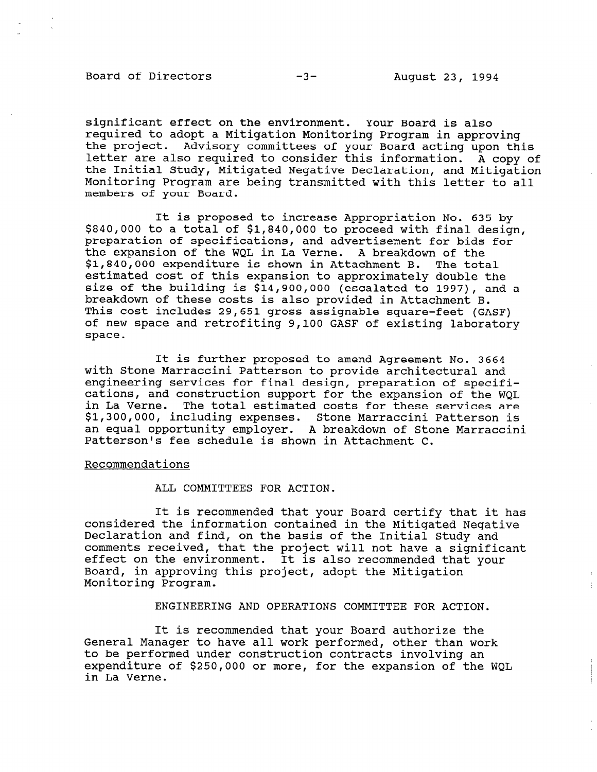significant effect on the environment. Your Board is also required to adopt a Mitigation Monitoring Program in approving the project. Advisory committees of your Board acting upon this letter are also required to consider this information. A copy of the Initial Study, Mitigated Negative Declaration, and Mitigation Monitoring Program are being transmitted with this letter to all members of your Board.

It is proposed to increase Appropriation No. 635 by $840,000 to a total of $1,840,000 to proceed with final design, preparation of specifications, and advertisement for bids for the expansion of the WQL in La Verne. A breakdown of the $1,840,000 expenditure is shown in Attachment B. The total estimated cost of this expansion to approximately double the size of the building is $14,900,000 (escalated to 1997), and a breakdown of these costs is also provided in Attachment B. This cost includes 29,651 gross assignable square-feet (GASF) of new space and retrofiting 9,100 GASF of existing laboratory space.

It is further proposed to amend Agreement No. 3664 with Stone Marraccini Patterson to provide architectural and engineering services for final design, preparation of specifications, and construction support for the expansion of the WQL in La Verne. The total estimated costs for these services are $1,300,000, including expenses. Stone Marraccini Patterson is an equal opportunity employer. A breakdown of Stone Marraccini Patterson's fee schedule is shown in Attachment C.

## Recommendations

ALL COMMITTEES FOR ACTION.

It is recommended that your Board certify that it has considered the information contained in the Mitigated Negative Declaration and find, on the basis of the Initial Study and comments received, that the project will not have a significant effect on the environment. It is also recommended that your Board, in approving this project, adopt the Mitigation Monitoring Program.

ENGINEERING AND OPERATIONS COMMITTEE FOR ACTION.

It is recommended that your Board authorize the General Manager to have all work performed, other than work to be performed under construction contracts involving an expenditure of $250,000 or more, for the expansion of the WQL in La Verne.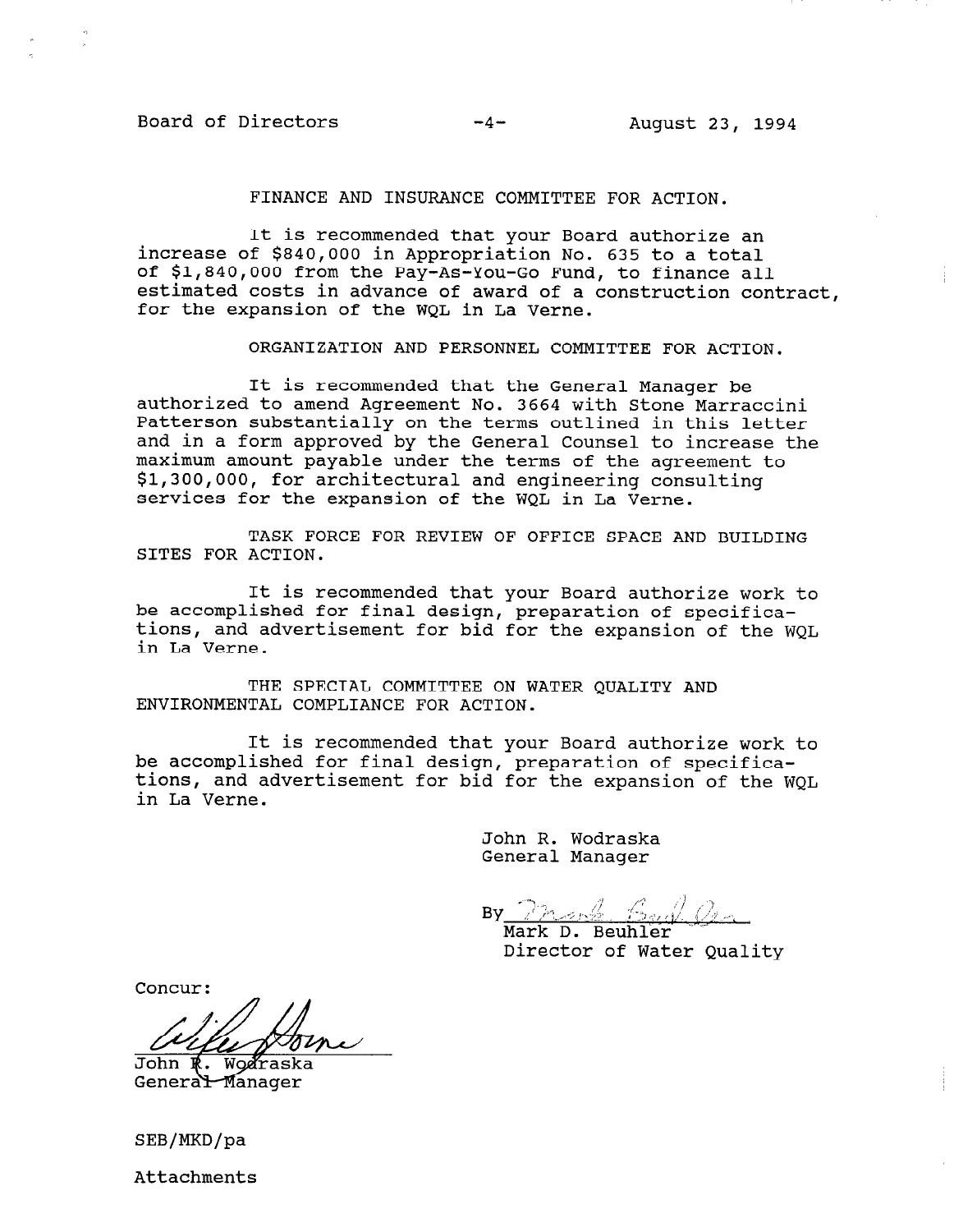FINANCE AND INSURANCE COMMITTEE FOR ACTION.

It is recommended that your Board authorize an increase of $840,000 in Appropriation No. 635 to a total of $1,840,000 from the Pay-As-You-Go Fund, to finance all estimated costs in advance of award of a construction contract, for the expansion of the WQL in La Verne.

ORGANIZATION AND PERSONNEL COMMITTEE FOR ACTION.

It is recommended that the General Manager be authorized to amend Agreement No. 3664 with Stone Marraccini Patterson substantially on the terms outlined in this letter and in a form approved by the General Counsel to increase the maximum amount payable under the terms of the agreement to $1,300,000, for architectural and engineering consulting services for the expansion of the WQL in La Verne.

TASK FORCE FOR REVIEW OF OFFICE SPACE AND BUILDING SITES FOR ACTION.

It is recommended that your Board authorize work to be accomplished for final design, preparation of specifications, and advertisement for bid for the expansion of the WQL in La Verne.

THE SPECIAL COMMITTEE ON WATER QUALITY AND ENVIRONMENTAL COMPLIANCE FOR ACTION.

It is recommended that your Board authorize work to be accomplished for final design, preparation of specifications, and advertisement for bid for the expansion of the WQL in La Verne.

John R. Wodraska
General Manager

By ______________
Mark D. Beuhler
Director of Water Quality

Concur:

______________
John R. Wodraska
General Manager

SEB/MKD/pa

Attachments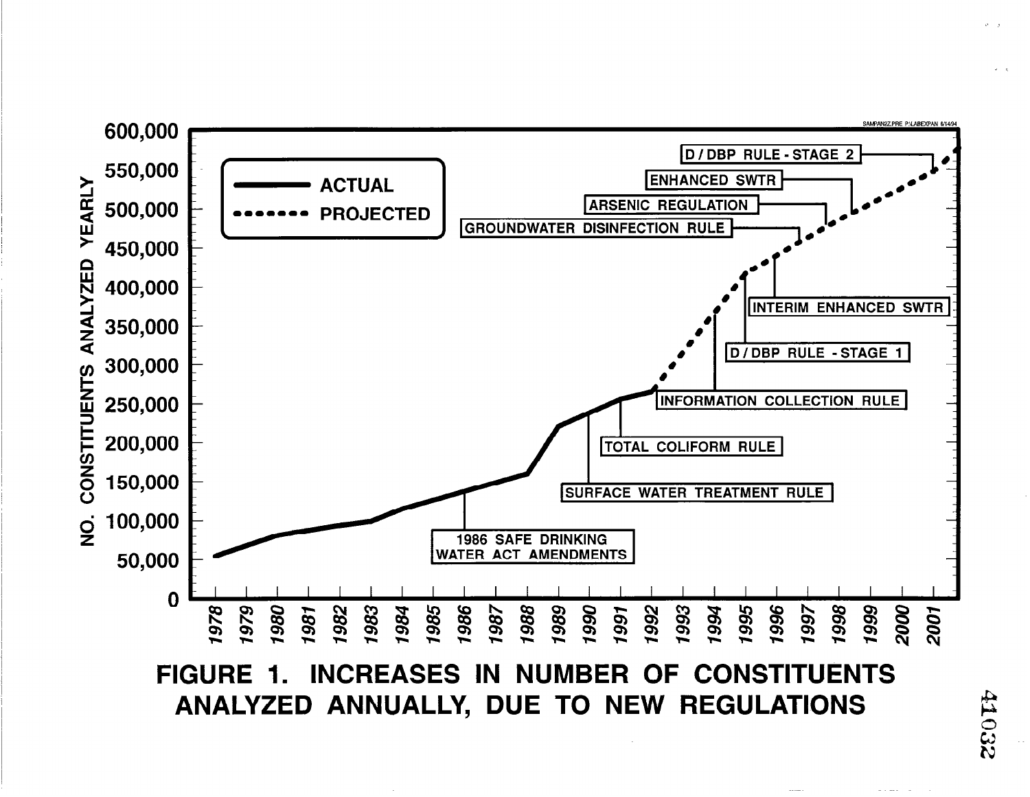**FIGURE 1. INCREASES IN NUMBER OF CONSTITUENTS ANALYZED ANNUALLY, DUE TO NEW REGULATIONS**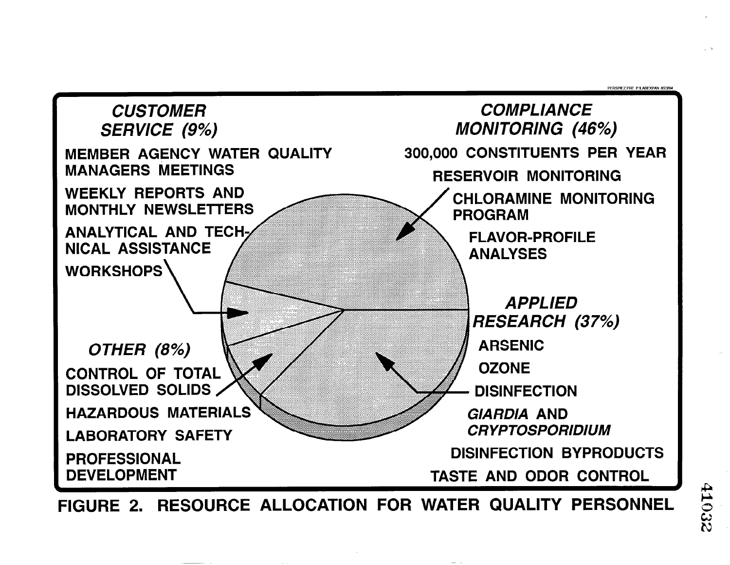*CUSTOMER SERVICE (9%)*

- MEMBER AGENCY WATER QUALITY MANAGERS MEETINGS
- WEEKLY REPORTS AND MONTHLY NEWSLETTERS
- ANALYTICAL AND TECHNICAL ASSISTANCE
- WORKSHOPS

*COMPLIANCE MONITORING (46%)*

- 300,000 CONSTITUENTS PER YEAR
- RESERVOIR MONITORING
- CHLORAMINE MONITORING PROGRAM
- FLAVOR-PROFILE ANALYSES

*APPLIED RESEARCH (37%)*

- ARSENIC
- OZONE
- DISINFECTION
- *GIARDIA* AND *CRYPTOSPORIDIUM*
- DISINFECTION BYPRODUCTS
- TASTE AND ODOR CONTROL

*OTHER (8%)*

- CONTROL OF TOTAL DISSOLVED SOLIDS
- HAZARDOUS MATERIALS
- LABORATORY SAFETY
- PROFESSIONAL DEVELOPMENT

**FIGURE 2. RESOURCE ALLOCATION FOR WATER QUALITY PERSONNEL**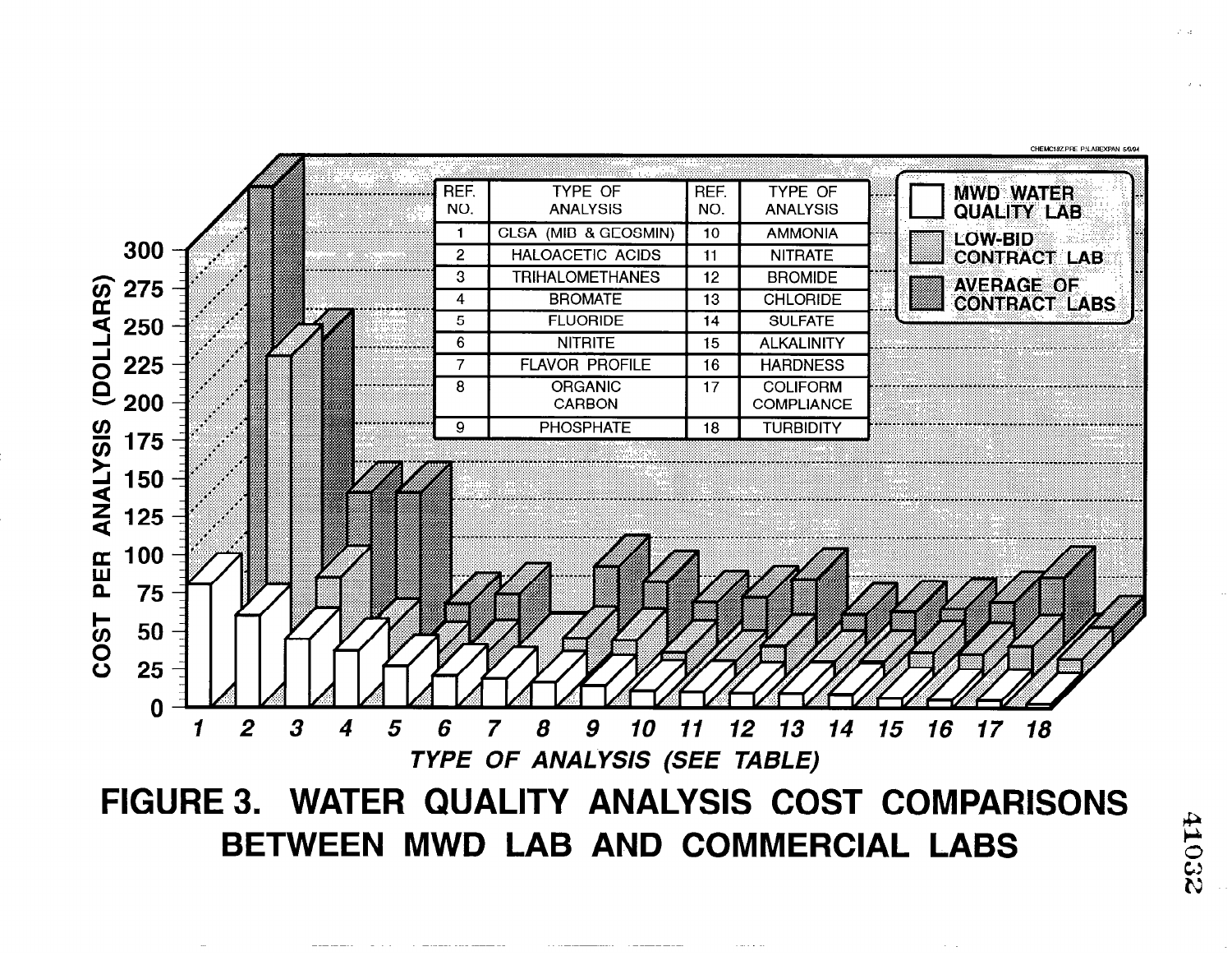| REF. NO. | TYPE OF ANALYSIS | REF. NO. | TYPE OF ANALYSIS |
|---|---|---|---|
| 1 | CLSA (MIB & GEOSMIN) | 10 | AMMONIA |
| 2 | HALOACETIC ACIDS | 11 | NITRATE |
| 3 | TRIHALOMETHANES | 12 | BROMIDE |
| 4 | BROMATE | 13 | CHLORIDE |
| 5 | FLUORIDE | 14 | SULFATE |
| 6 | NITRITE | 15 | ALKALINITY |
| 7 | FLAVOR PROFILE | 16 | HARDNESS |
| 8 | ORGANIC CARBON | 17 | COLIFORM COMPLIANCE |
| 9 | PHOSPHATE | 18 | TURBIDITY |

**FIGURE 3. WATER QUALITY ANALYSIS COST COMPARISONS BETWEEN MWD LAB AND COMMERCIAL LABS**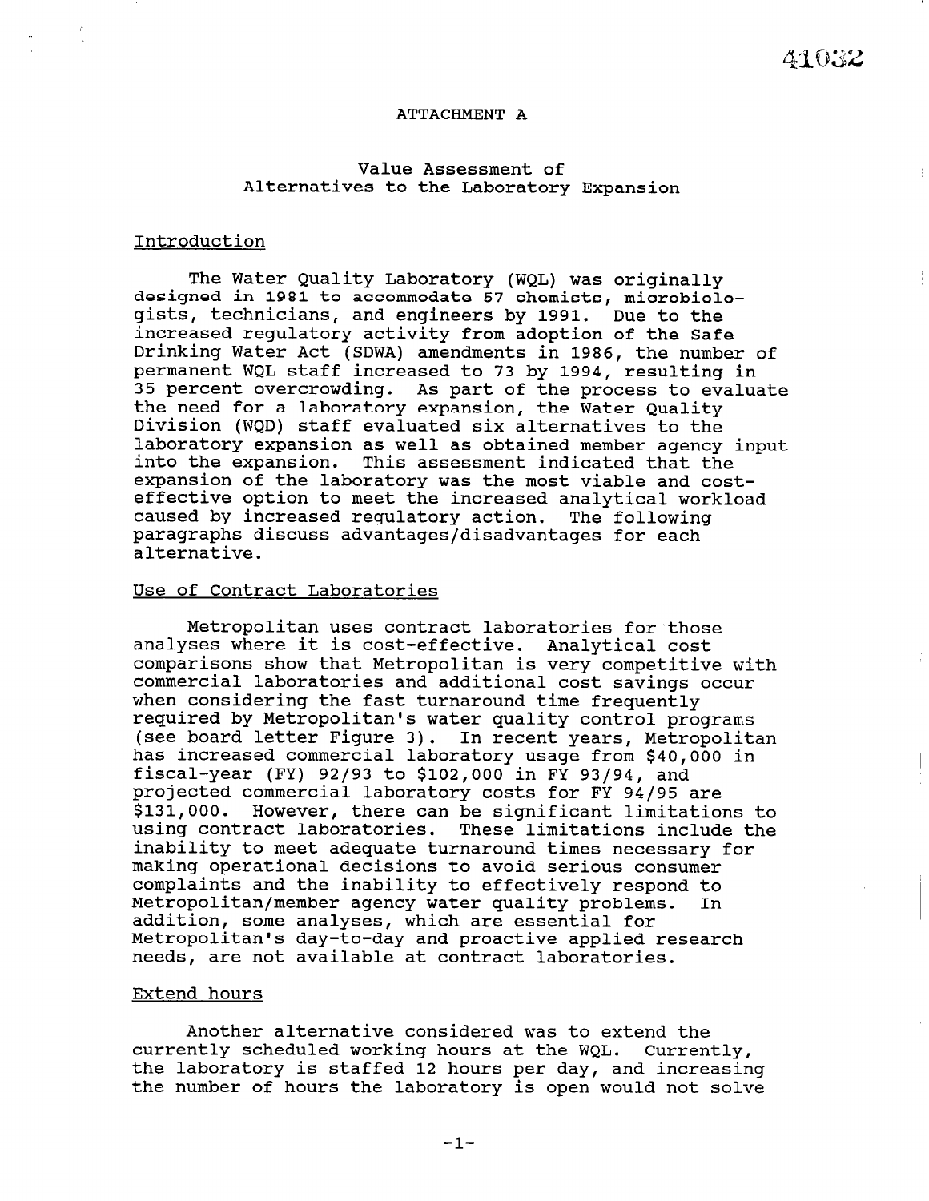ATTACHMENT A

## Value Assessment of Alternatives to the Laboratory Expansion

### Introduction

The Water Quality Laboratory (WQL) was originally designed in 1981 to accommodate 57 chemists, microbiologists, technicians, and engineers by 1991. Due to the increased regulatory activity from adoption of the Safe Drinking Water Act (SDWA) amendments in 1986, the number of permanent WQL staff increased to 73 by 1994, resulting in 35 percent overcrowding. As part of the process to evaluate the need for a laboratory expansion, the Water Quality Division (WQD) staff evaluated six alternatives to the laboratory expansion as well as obtained member agency input into the expansion. This assessment indicated that the expansion of the laboratory was the most viable and cost-effective option to meet the increased analytical workload caused by increased regulatory action. The following paragraphs discuss advantages/disadvantages for each alternative.

### Use of Contract Laboratories

Metropolitan uses contract laboratories for those analyses where it is cost-effective. Analytical cost comparisons show that Metropolitan is very competitive with commercial laboratories and additional cost savings occur when considering the fast turnaround time frequently required by Metropolitan's water quality control programs (see board letter Figure 3). In recent years, Metropolitan has increased commercial laboratory usage from $40,000 in fiscal-year (FY) 92/93 to $102,000 in FY 93/94, and projected commercial laboratory costs for FY 94/95 are $131,000. However, there can be significant limitations to using contract laboratories. These limitations include the inability to meet adequate turnaround times necessary for making operational decisions to avoid serious consumer complaints and the inability to effectively respond to Metropolitan/member agency water quality problems. In addition, some analyses, which are essential for Metropolitan's day-to-day and proactive applied research needs, are not available at contract laboratories.

### Extend hours

Another alternative considered was to extend the currently scheduled working hours at the WQL. Currently, the laboratory is staffed 12 hours per day, and increasing the number of hours the laboratory is open would not solve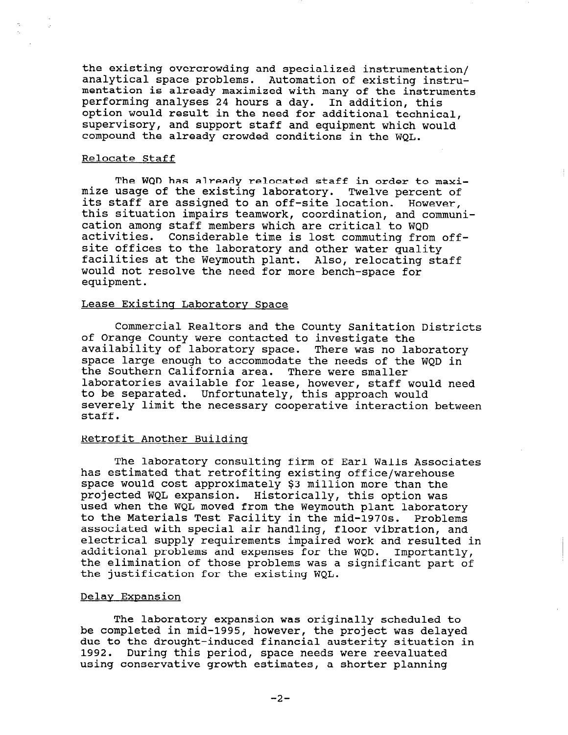the existing overcrowding and specialized instrumentation/ analytical space problems. Automation of existing instrumentation is already maximized with many of the instruments performing analyses 24 hours a day. In addition, this option would result in the need for additional technical, supervisory, and support staff and equipment which would compound the already crowded conditions in the WQL.

Relocate Staff

The WQD has already relocated staff in order to maximize usage of the existing laboratory. Twelve percent of its staff are assigned to an off-site location. However, this situation impairs teamwork, coordination, and communication among staff members which are critical to WQD activities. Considerable time is lost commuting from off-site offices to the laboratory and other water quality facilities at the Weymouth plant. Also, relocating staff would not resolve the need for more bench-space for equipment.

Lease Existing Laboratory Space

Commercial Realtors and the County Sanitation Districts of Orange County were contacted to investigate the availability of laboratory space. There was no laboratory space large enough to accommodate the needs of the WQD in the Southern California area. There were smaller laboratories available for lease, however, staff would need to be separated. Unfortunately, this approach would severely limit the necessary cooperative interaction between staff.

Retrofit Another Building

The laboratory consulting firm of Earl Walls Associates has estimated that retrofiting existing office/warehouse space would cost approximately $3 million more than the projected WQL expansion. Historically, this option was used when the WQL moved from the Weymouth plant laboratory to the Materials Test Facility in the mid-1970s. Problems associated with special air handling, floor vibration, and electrical supply requirements impaired work and resulted in additional problems and expenses for the WQD. Importantly, the elimination of those problems was a significant part of the justification for the existing WQL.

Delay Expansion

The laboratory expansion was originally scheduled to be completed in mid-1995, however, the project was delayed due to the drought-induced financial austerity situation in 1992. During this period, space needs were reevaluated using conservative growth estimates, a shorter planning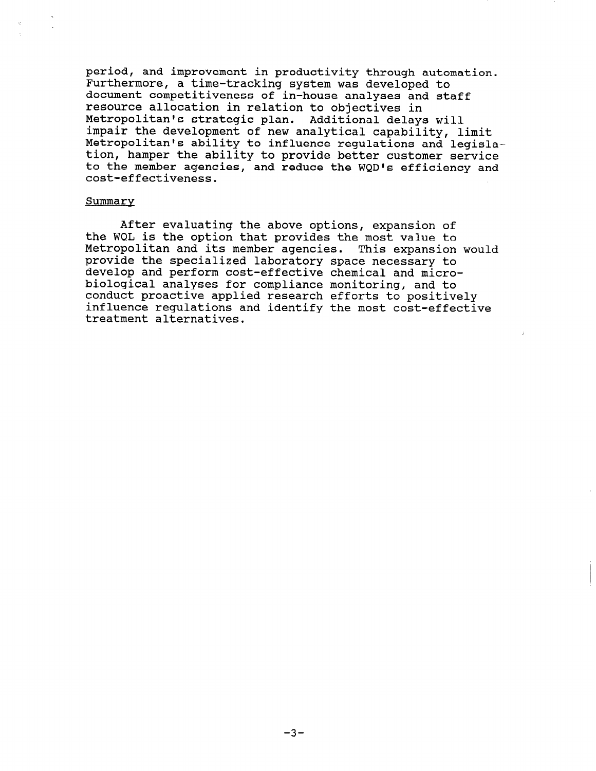period, and improvement in productivity through automation. Furthermore, a time-tracking system was developed to document competitiveness of in-house analyses and staff resource allocation in relation to objectives in Metropolitan's strategic plan. Additional delays will impair the development of new analytical capability, limit Metropolitan's ability to influence regulations and legislation, hamper the ability to provide better customer service to the member agencies, and reduce the WQD's efficiency and cost-effectiveness.

<u>Summary</u>

After evaluating the above options, expansion of the WQL is the option that provides the most value to Metropolitan and its member agencies. This expansion would provide the specialized laboratory space necessary to develop and perform cost-effective chemical and microbiological analyses for compliance monitoring, and to conduct proactive applied research efforts to positively influence regulations and identify the most cost-effective treatment alternatives.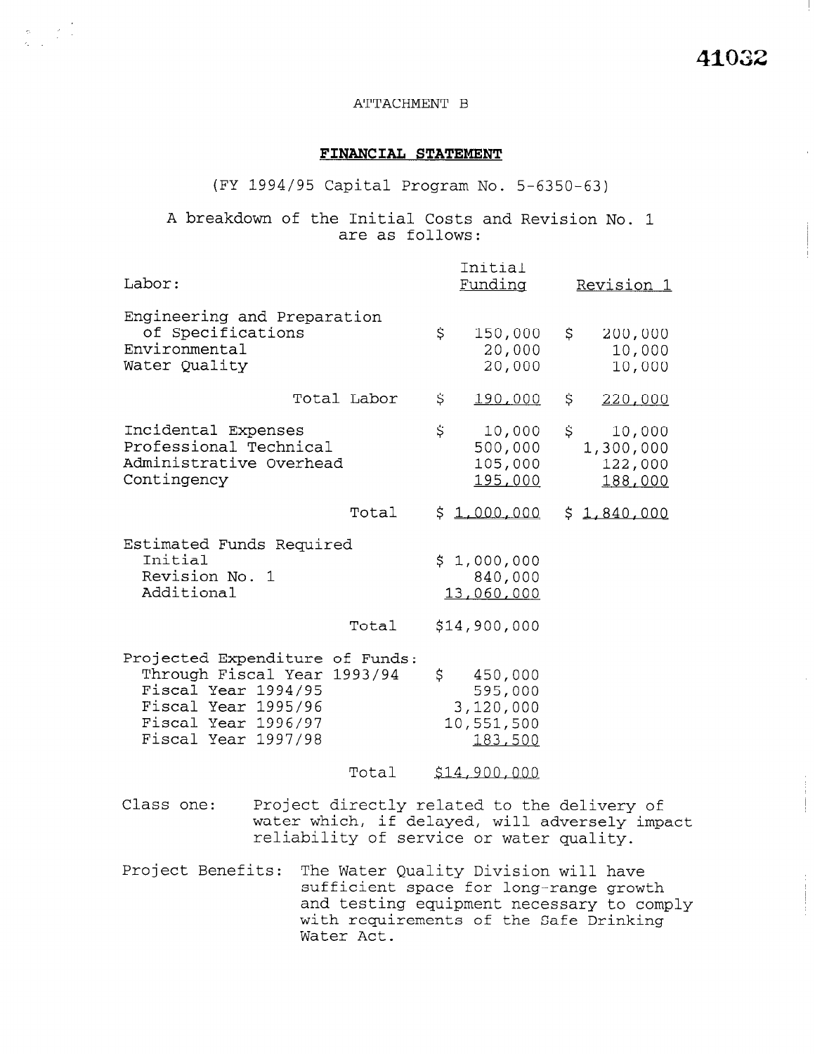ATTACHMENT B

## FINANCIAL STATEMENT

(FY 1994/95 Capital Program No. 5-6350-63)

A breakdown of the Initial Costs and Revision No. 1 are as follows:

| Labor: | Initial Funding | Revision 1 |
|---|---|---|
| Engineering and Preparation of Specifications | $ 150,000 | $ 200,000 |
| Environmental | 20,000 | 10,000 |
| Water Quality | 20,000 | 10,000 |
| Total Labor | $ 190,000 | $ 220,000 |
| Incidental Expenses | $ 10,000 | $ 10,000 |
| Professional Technical | 500,000 | 1,300,000 |
| Administrative Overhead | 105,000 | 122,000 |
| Contingency | 195,000 | 188,000 |
| Total | $ 1,000,000 | $ 1,840,000 |

| Estimated Funds Required | |
|---|---|
| Initial | $ 1,000,000 |
| Revision No. 1 | 840,000 |
| Additional | 13,060,000 |
| Total | $14,900,000 |

| Projected Expenditure of Funds: | |
|---|---|
| Through Fiscal Year 1993/94 | $ 450,000 |
| Fiscal Year 1994/95 | 595,000 |
| Fiscal Year 1995/96 | 3,120,000 |
| Fiscal Year 1996/97 | 10,551,500 |
| Fiscal Year 1997/98 | 183,500 |
| Total | $14,900,000 |

Class one: Project directly related to the delivery of water which, if delayed, will adversely impact reliability of service or water quality.

Project Benefits: The Water Quality Division will have sufficient space for long-range growth and testing equipment necessary to comply with requirements of the Safe Drinking Water Act.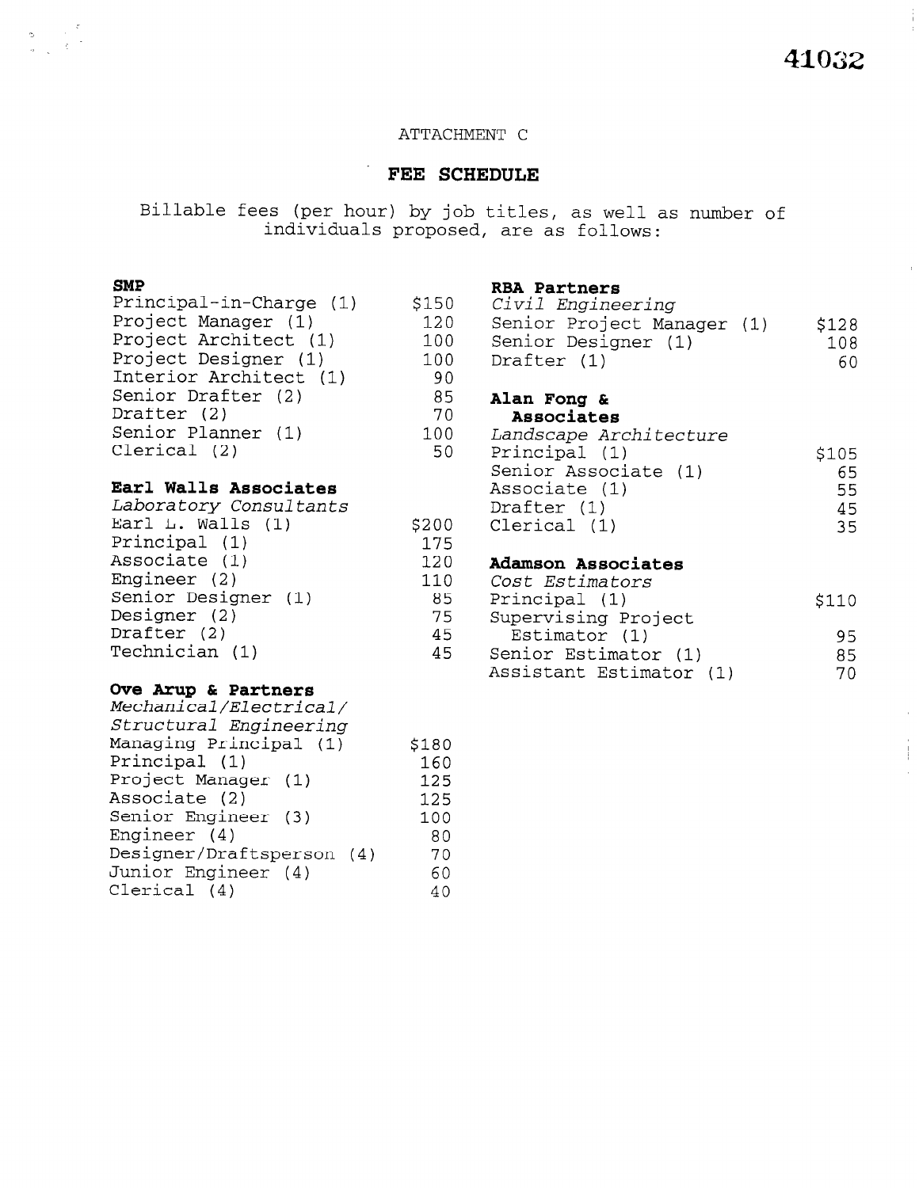ATTACHMENT C

## FEE SCHEDULE

Billable fees (per hour) by job titles, as well as number of individuals proposed, are as follows:

| | |
|---|---|
| **SMP** | |
| Principal-in-Charge (1) | $150 |
| Project Manager (1) | 120 |
| Project Architect (1) | 100 |
| Project Designer (1) | 100 |
| Interior Architect (1) | 90 |
| Senior Drafter (2) | 85 |
| Drafter (2) | 70 |
| Senior Planner (1) | 100 |
| Clerical (2) | 50 |
| **Earl Walls Associates** | |
| *Laboratory Consultants* | |
| Earl L. Walls (1) | $200 |
| Principal (1) | 175 |
| Associate (1) | 120 |
| Engineer (2) | 110 |
| Senior Designer (1) | 85 |
| Designer (2) | 75 |
| Drafter (2) | 45 |
| Technician (1) | 45 |
| **Ove Arup & Partners** | |
| *Mechanical/Electrical/ Structural Engineering* | |
| Managing Principal (1) | $180 |
| Principal (1) | 160 |
| Project Manager (1) | 125 |
| Associate (2) | 125 |
| Senior Engineer (3) | 100 |
| Engineer (4) | 80 |
| Designer/Draftsperson (4) | 70 |
| Junior Engineer (4) | 60 |
| Clerical (4) | 40 |
| **RBA Partners** | |
| *Civil Engineering* | |
| Senior Project Manager (1) | $128 |
| Senior Designer (1) | 108 |
| Drafter (1) | 60 |
| **Alan Fong & Associates** | |
| *Landscape Architecture* | |
| Principal (1) | $105 |
| Senior Associate (1) | 65 |
| Associate (1) | 55 |
| Drafter (1) | 45 |
| Clerical (1) | 35 |
| **Adamson Associates** | |
| *Cost Estimators* | |
| Principal (1) | $110 |
| Supervising Project Estimator (1) | 95 |
| Senior Estimator (1) | 85 |
| Assistant Estimator (1) | 70 |